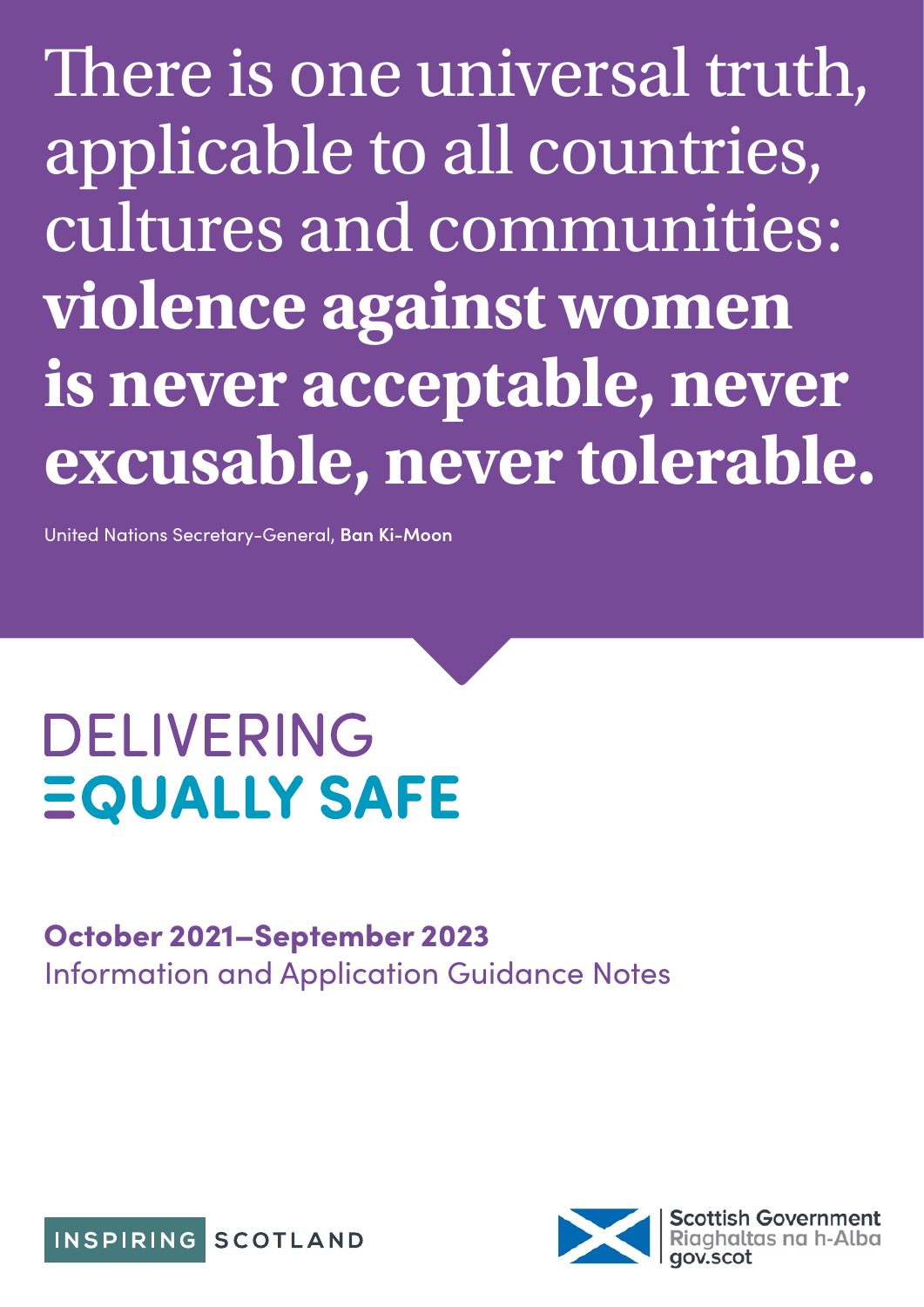There is one universal truth, applicable to all countries, cultures and communities: **violence against women is never acceptable, never excusable, never tolerable.**

United Nations Secretary-General, **Ban Ki-Moon**

# DELIVERING EQUALLY SAFE

**October 2021–September 2023**

Information and Application Guidance Notes

INSPIRING SCOTLAND

Scottish Government
Riaghaltas na h-Alba
gov.scot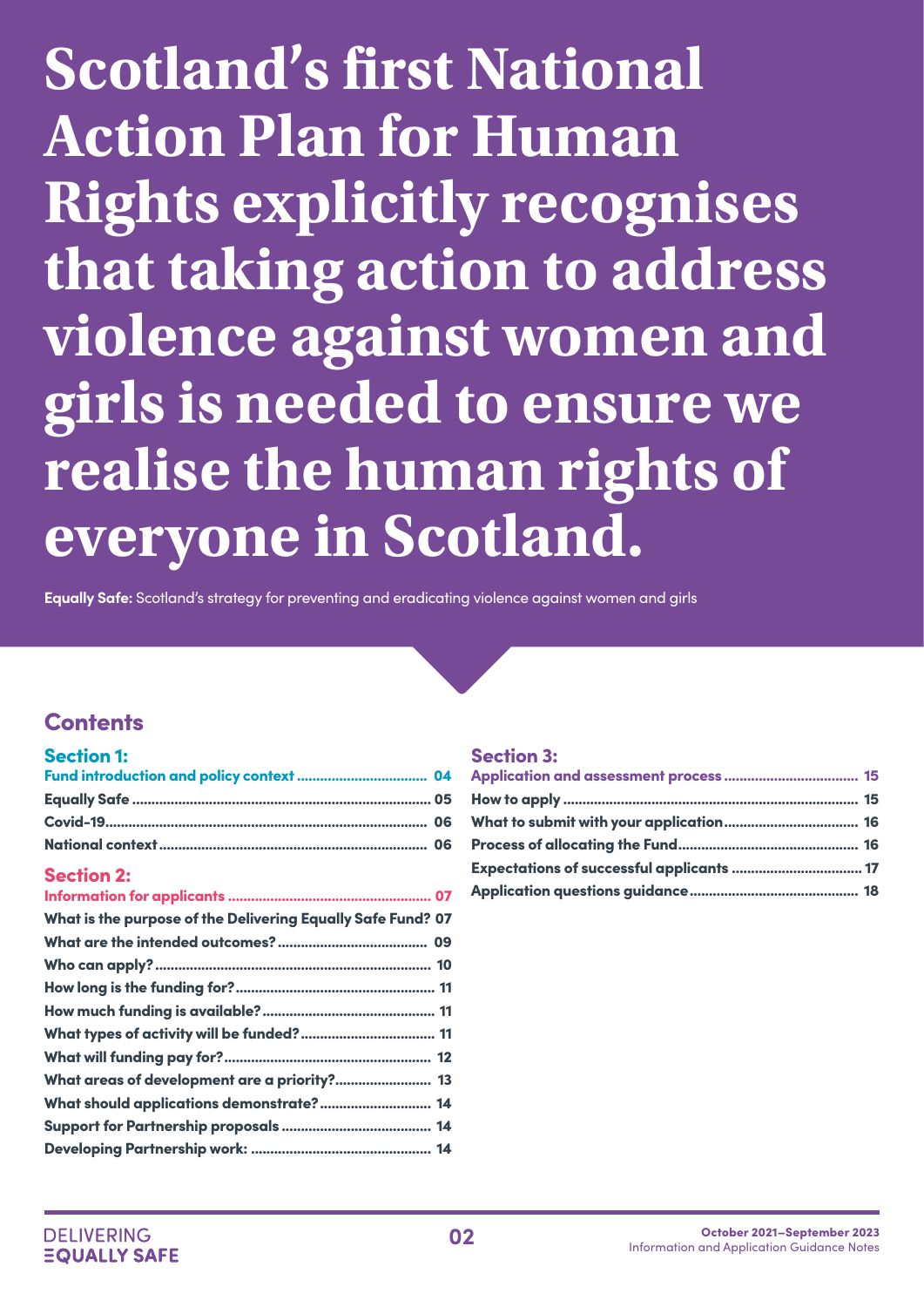# Scotland's first National Action Plan for Human Rights explicitly recognises that taking action to address violence against women and girls is needed to ensure we realise the human rights of everyone in Scotland.

**Equally Safe:** Scotland's strategy for preventing and eradicating violence against women and girls

## Contents

### Section 1:

**Fund introduction and policy context** ..... 04
**Equally Safe** ..... 05
**Covid-19** ..... 06
**National context** ..... 06

### Section 2:

**Information for applicants** ..... 07
**What is the purpose of the Delivering Equally Safe Fund?** 07
**What are the intended outcomes?** ..... 09
**Who can apply?** ..... 10
**How long is the funding for?** ..... 11
**How much funding is available?** ..... 11
**What types of activity will be funded?** ..... 11
**What will funding pay for?** ..... 12
**What areas of development are a priority?** ..... 13
**What should applications demonstrate?** ..... 14
**Support for Partnership proposals** ..... 14
**Developing Partnership work:** ..... 14

### Section 3:

**Application and assessment process** ..... 15
**How to apply** ..... 15
**What to submit with your application** ..... 16
**Process of allocating the Fund** ..... 16
**Expectations of successful applicants** ..... 17
**Application questions guidance** ..... 18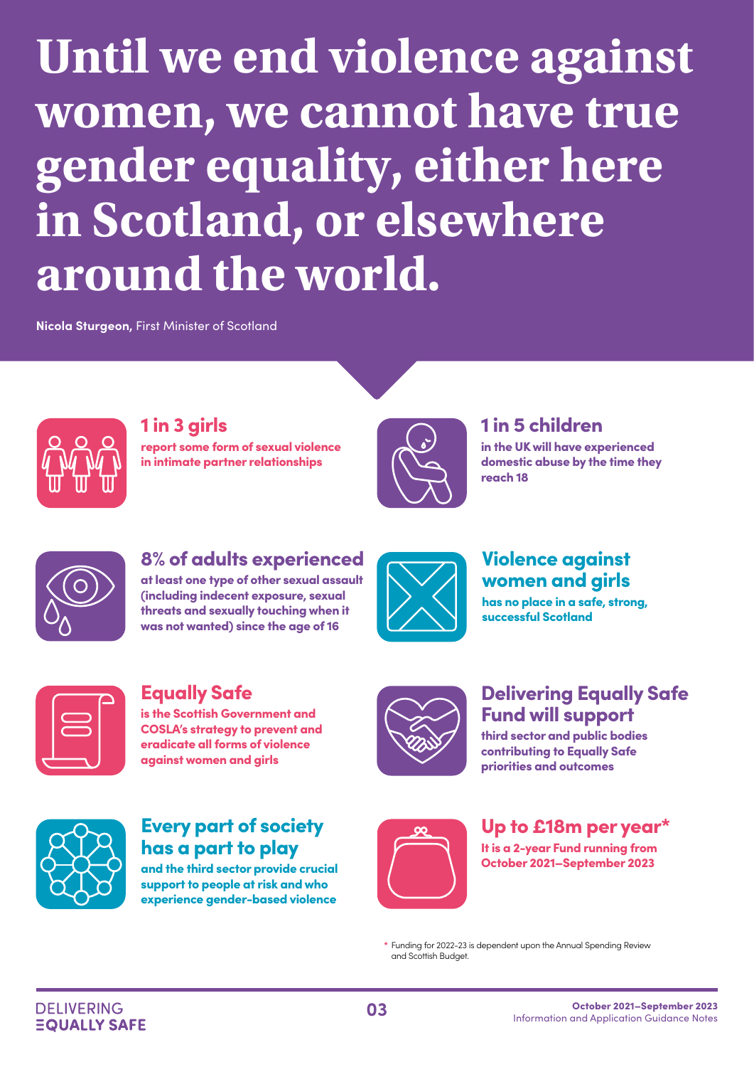# Until we end violence against women, we cannot have true gender equality, either here in Scotland, or elsewhere around the world.

**Nicola Sturgeon,** First Minister of Scotland

**1 in 3 girls**
**report some form of sexual violence in intimate partner relationships**

**1 in 5 children**
**in the UK will have experienced domestic abuse by the time they reach 18**

**8% of adults experienced**
**at least one type of other sexual assault (including indecent exposure, sexual threats and sexually touching when it was not wanted) since the age of 16**

**Violence against women and girls**
**has no place in a safe, strong, successful Scotland**

**Equally Safe**
**is the Scottish Government and COSLA's strategy to prevent and eradicate all forms of violence against women and girls**

**Delivering Equally Safe Fund will support**
**third sector and public bodies contributing to Equally Safe priorities and outcomes**

**Every part of society has a part to play**
**and the third sector provide crucial support to people at risk and who experience gender-based violence**

**Up to £18m per year***
**It is a 2-year Fund running from October 2021–September 2023**

* Funding for 2022-23 is dependent upon the Annual Spending Review and Scottish Budget.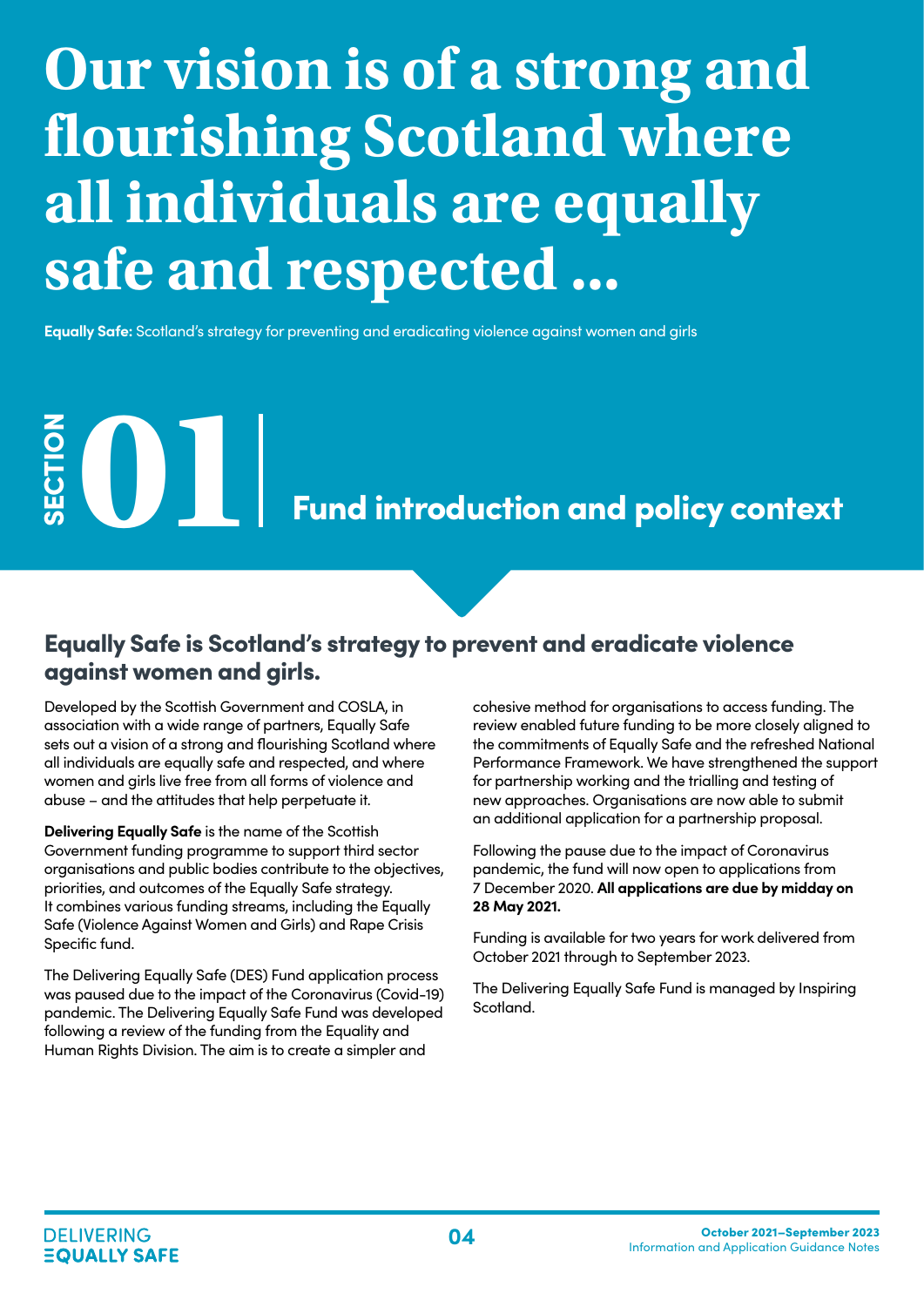# Our vision is of a strong and flourishing Scotland where all individuals are equally safe and respected ...

**Equally Safe:** Scotland's strategy for preventing and eradicating violence against women and girls

# SECTION 01 Fund introduction and policy context

## Equally Safe is Scotland's strategy to prevent and eradicate violence against women and girls.

Developed by the Scottish Government and COSLA, in association with a wide range of partners, Equally Safe sets out a vision of a strong and flourishing Scotland where all individuals are equally safe and respected, and where women and girls live free from all forms of violence and abuse – and the attitudes that help perpetuate it.

**Delivering Equally Safe** is the name of the Scottish Government funding programme to support third sector organisations and public bodies contribute to the objectives, priorities, and outcomes of the Equally Safe strategy. It combines various funding streams, including the Equally Safe (Violence Against Women and Girls) and Rape Crisis Specific fund.

The Delivering Equally Safe (DES) Fund application process was paused due to the impact of the Coronavirus (Covid-19) pandemic. The Delivering Equally Safe Fund was developed following a review of the funding from the Equality and Human Rights Division. The aim is to create a simpler and cohesive method for organisations to access funding. The review enabled future funding to be more closely aligned to the commitments of Equally Safe and the refreshed National Performance Framework. We have strengthened the support for partnership working and the trialling and testing of new approaches. Organisations are now able to submit an additional application for a partnership proposal.

Following the pause due to the impact of Coronavirus pandemic, the fund will now open to applications from 7 December 2020. **All applications are due by midday on 28 May 2021.**

Funding is available for two years for work delivered from October 2021 through to September 2023.

The Delivering Equally Safe Fund is managed by Inspiring Scotland.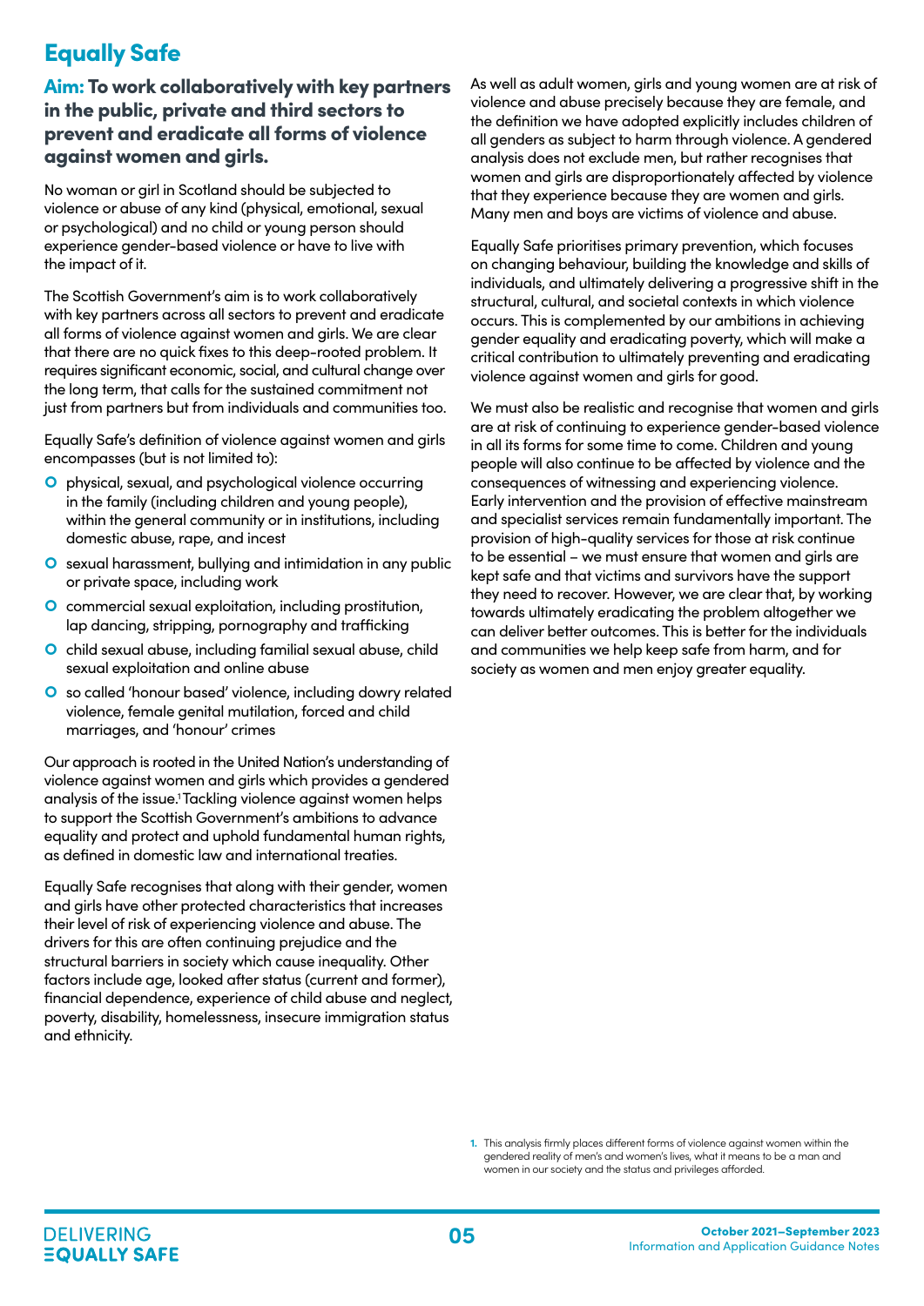# Equally Safe

## Aim: To work collaboratively with key partners in the public, private and third sectors to prevent and eradicate all forms of violence against women and girls.

No woman or girl in Scotland should be subjected to violence or abuse of any kind (physical, emotional, sexual or psychological) and no child or young person should experience gender-based violence or have to live with the impact of it.

The Scottish Government's aim is to work collaboratively with key partners across all sectors to prevent and eradicate all forms of violence against women and girls. We are clear that there are no quick fixes to this deep-rooted problem. It requires significant economic, social, and cultural change over the long term, that calls for the sustained commitment not just from partners but from individuals and communities too.

Equally Safe's definition of violence against women and girls encompasses (but is not limited to):

- physical, sexual, and psychological violence occurring in the family (including children and young people), within the general community or in institutions, including domestic abuse, rape, and incest
- sexual harassment, bullying and intimidation in any public or private space, including work
- commercial sexual exploitation, including prostitution, lap dancing, stripping, pornography and trafficking
- child sexual abuse, including familial sexual abuse, child sexual exploitation and online abuse
- so called 'honour based' violence, including dowry related violence, female genital mutilation, forced and child marriages, and 'honour' crimes

Our approach is rooted in the United Nation's understanding of violence against women and girls which provides a gendered analysis of the issue.[1] Tackling violence against women helps to support the Scottish Government's ambitions to advance equality and protect and uphold fundamental human rights, as defined in domestic law and international treaties.

Equally Safe recognises that along with their gender, women and girls have other protected characteristics that increases their level of risk of experiencing violence and abuse. The drivers for this are often continuing prejudice and the structural barriers in society which cause inequality. Other factors include age, looked after status (current and former), financial dependence, experience of child abuse and neglect, poverty, disability, homelessness, insecure immigration status and ethnicity.

As well as adult women, girls and young women are at risk of violence and abuse precisely because they are female, and the definition we have adopted explicitly includes children of all genders as subject to harm through violence. A gendered analysis does not exclude men, but rather recognises that women and girls are disproportionately affected by violence that they experience because they are women and girls. Many men and boys are victims of violence and abuse.

Equally Safe prioritises primary prevention, which focuses on changing behaviour, building the knowledge and skills of individuals, and ultimately delivering a progressive shift in the structural, cultural, and societal contexts in which violence occurs. This is complemented by our ambitions in achieving gender equality and eradicating poverty, which will make a critical contribution to ultimately preventing and eradicating violence against women and girls for good.

We must also be realistic and recognise that women and girls are at risk of continuing to experience gender-based violence in all its forms for some time to come. Children and young people will also continue to be affected by violence and the consequences of witnessing and experiencing violence. Early intervention and the provision of effective mainstream and specialist services remain fundamentally important. The provision of high-quality services for those at risk continue to be essential – we must ensure that women and girls are kept safe and that victims and survivors have the support they need to recover. However, we are clear that, by working towards ultimately eradicating the problem altogether we can deliver better outcomes. This is better for the individuals and communities we help keep safe from harm, and for society as women and men enjoy greater equality.

1. This analysis firmly places different forms of violence against women within the gendered reality of men's and women's lives, what it means to be a man and women in our society and the status and privileges afforded.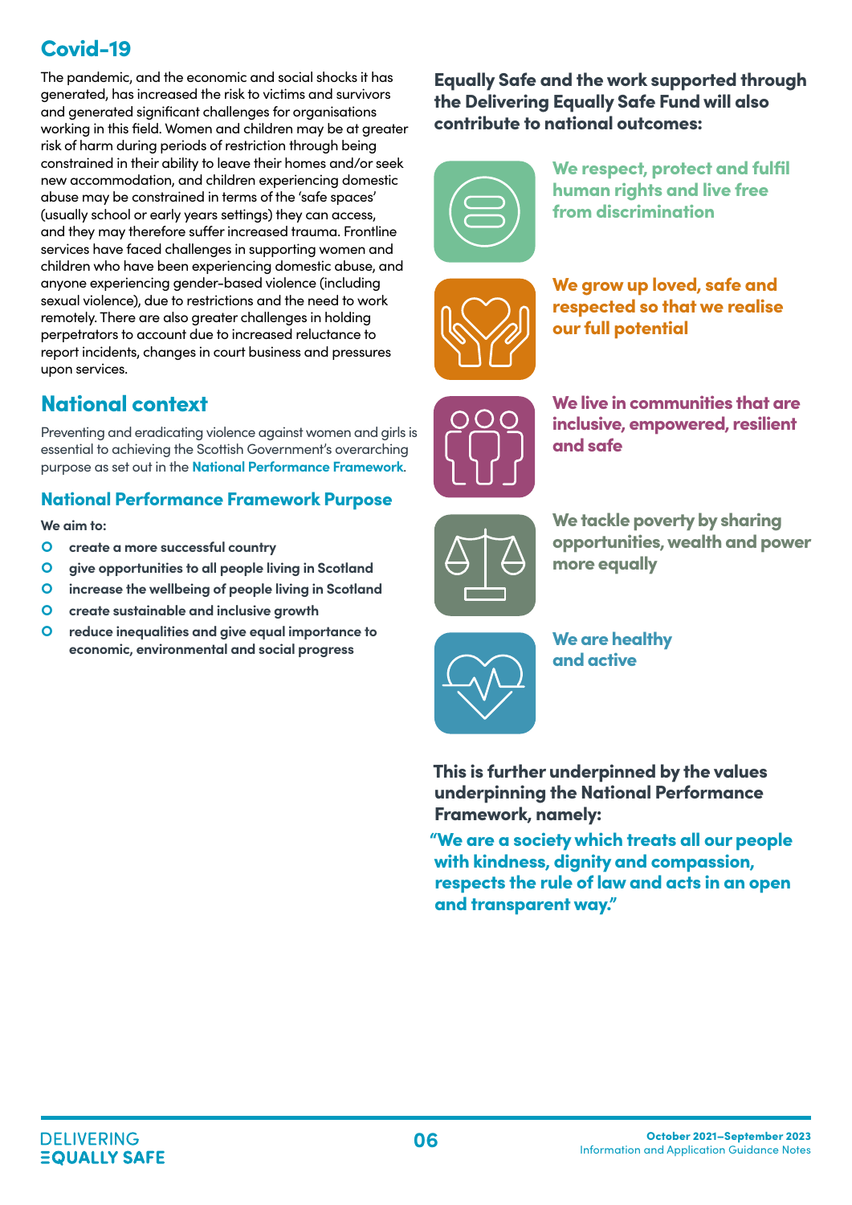## Covid-19

The pandemic, and the economic and social shocks it has generated, has increased the risk to victims and survivors and generated significant challenges for organisations working in this field. Women and children may be at greater risk of harm during periods of restriction through being constrained in their ability to leave their homes and/or seek new accommodation, and children experiencing domestic abuse may be constrained in terms of the 'safe spaces' (usually school or early years settings) they can access, and they may therefore suffer increased trauma. Frontline services have faced challenges in supporting women and children who have been experiencing domestic abuse, and anyone experiencing gender-based violence (including sexual violence), due to restrictions and the need to work remotely. There are also greater challenges in holding perpetrators to account due to increased reluctance to report incidents, changes in court business and pressures upon services.

## National context

Preventing and eradicating violence against women and girls is essential to achieving the Scottish Government's overarching purpose as set out in the **National Performance Framework**.

### National Performance Framework Purpose

**We aim to:**

- **create a more successful country**
- **give opportunities to all people living in Scotland**
- **increase the wellbeing of people living in Scotland**
- **create sustainable and inclusive growth**
- **reduce inequalities and give equal importance to economic, environmental and social progress**

**Equally Safe and the work supported through the Delivering Equally Safe Fund will also contribute to national outcomes:**

- **We respect, protect and fulfil human rights and live free from discrimination**
- **We grow up loved, safe and respected so that we realise our full potential**
- **We live in communities that are inclusive, empowered, resilient and safe**
- **We tackle poverty by sharing opportunities, wealth and power more equally**
- **We are healthy and active**

**This is further underpinned by the values underpinning the National Performance Framework, namely:**

**"We are a society which treats all our people with kindness, dignity and compassion, respects the rule of law and acts in an open and transparent way."**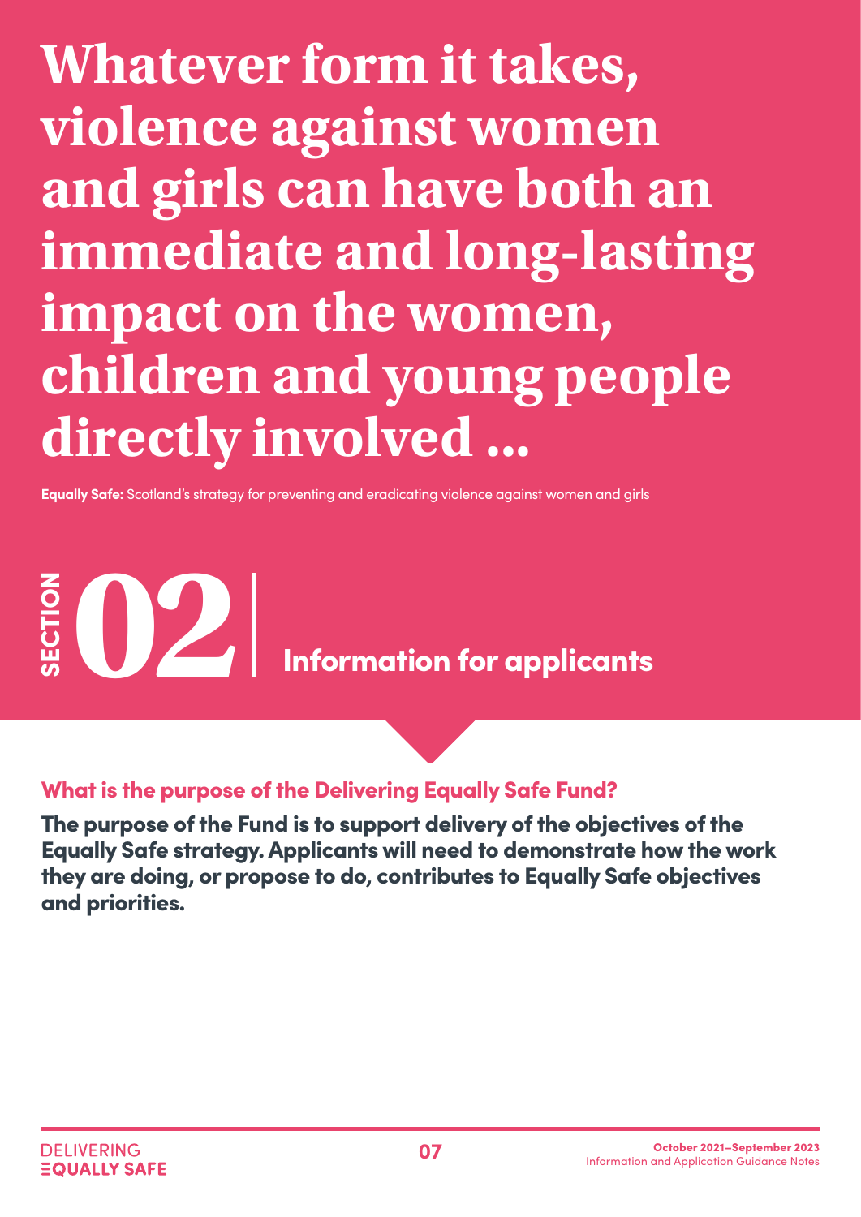# Whatever form it takes, violence against women and girls can have both an immediate and long-lasting impact on the women, children and young people directly involved ...

**Equally Safe:** Scotland's strategy for preventing and eradicating violence against women and girls

## SECTION 02 Information for applicants

### What is the purpose of the Delivering Equally Safe Fund?

**The purpose of the Fund is to support delivery of the objectives of the Equally Safe strategy. Applicants will need to demonstrate how the work they are doing, or propose to do, contributes to Equally Safe objectives and priorities.**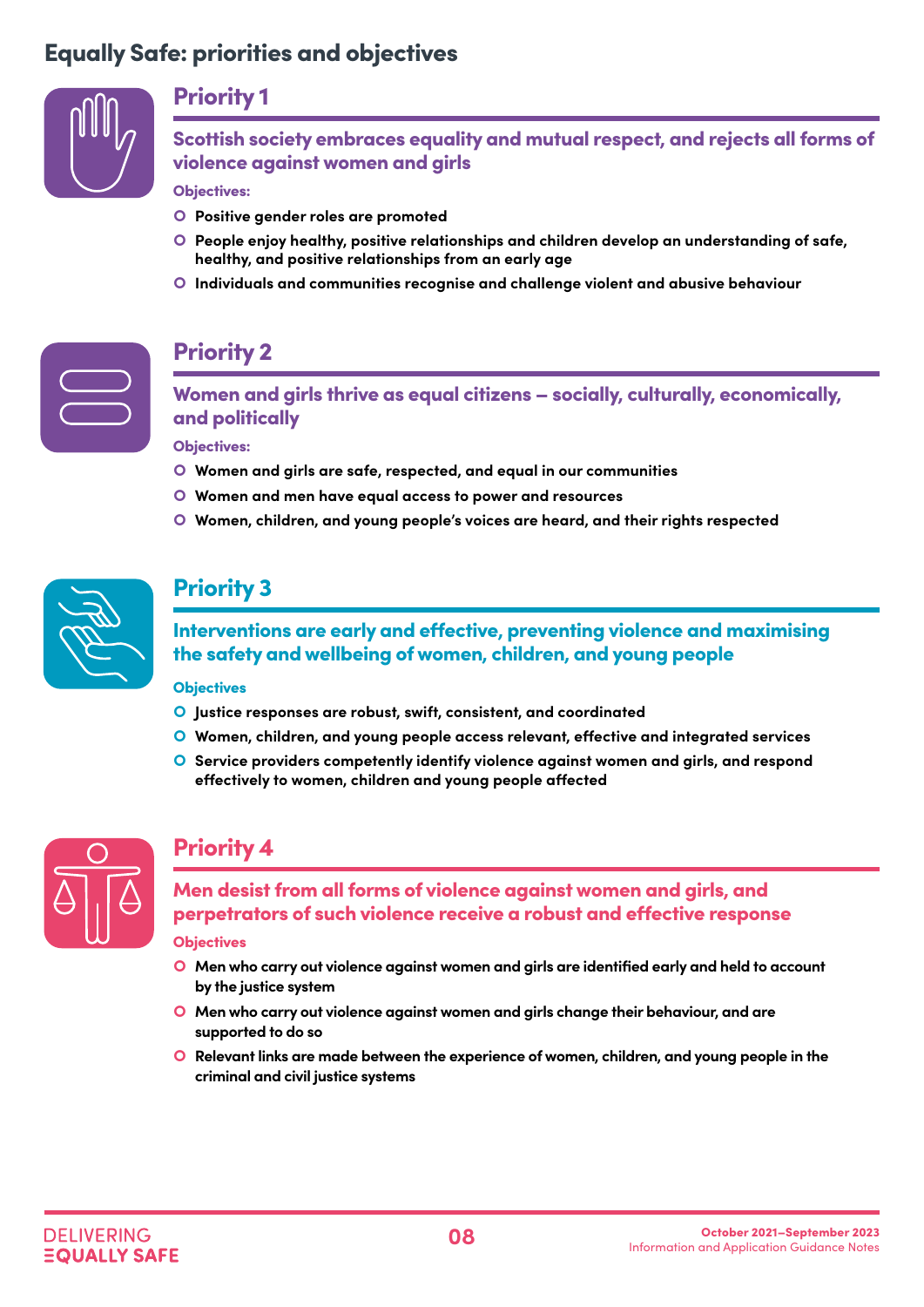# Equally Safe: priorities and objectives

## Priority 1

### Scottish society embraces equality and mutual respect, and rejects all forms of violence against women and girls

**Objectives:**

- Positive gender roles are promoted
- People enjoy healthy, positive relationships and children develop an understanding of safe, healthy, and positive relationships from an early age
- Individuals and communities recognise and challenge violent and abusive behaviour

## Priority 2

### Women and girls thrive as equal citizens – socially, culturally, economically, and politically

**Objectives:**

- Women and girls are safe, respected, and equal in our communities
- Women and men have equal access to power and resources
- Women, children, and young people's voices are heard, and their rights respected

## Priority 3

### Interventions are early and effective, preventing violence and maximising the safety and wellbeing of women, children, and young people

**Objectives**

- Justice responses are robust, swift, consistent, and coordinated
- Women, children, and young people access relevant, effective and integrated services
- Service providers competently identify violence against women and girls, and respond effectively to women, children and young people affected

## Priority 4

### Men desist from all forms of violence against women and girls, and perpetrators of such violence receive a robust and effective response

**Objectives**

- Men who carry out violence against women and girls are identified early and held to account by the justice system
- Men who carry out violence against women and girls change their behaviour, and are supported to do so
- Relevant links are made between the experience of women, children, and young people in the criminal and civil justice systems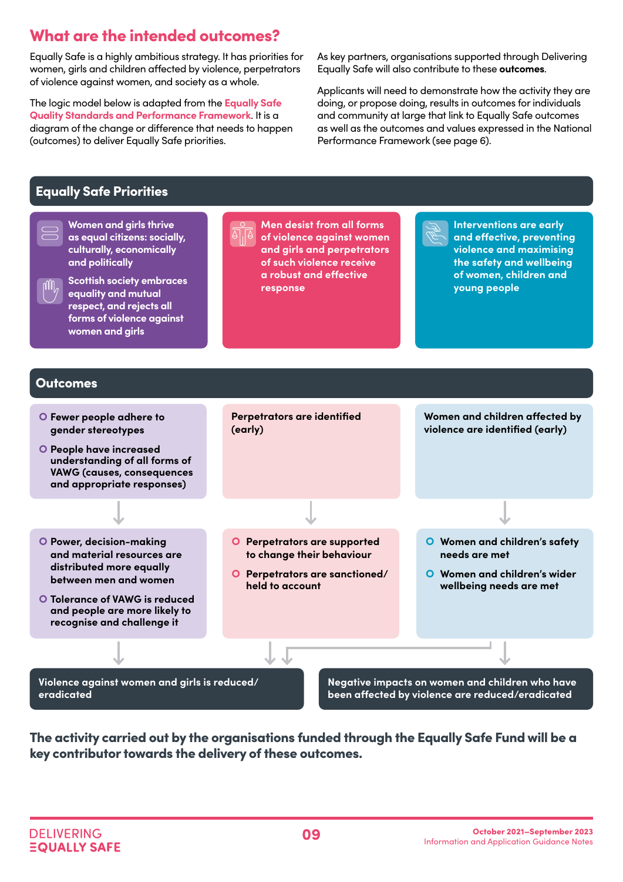## What are the intended outcomes?

Equally Safe is a highly ambitious strategy. It has priorities for women, girls and children affected by violence, perpetrators of violence against women, and society as a whole.

The logic model below is adapted from the Equally Safe Quality Standards and Performance Framework. It is a diagram of the change or difference that needs to happen (outcomes) to deliver Equally Safe priorities.

As key partners, organisations supported through Delivering Equally Safe will also contribute to these **outcomes**.

Applicants will need to demonstrate how the activity they are doing, or propose doing, results in outcomes for individuals and community at large that link to Equally Safe outcomes as well as the outcomes and values expressed in the National Performance Framework (see page 6).

### Equally Safe Priorities

- **Women and girls thrive as equal citizens: socially, economically, culturally and politically**
- **Scottish society embraces equality and mutual respect, and rejects all forms of violence against women and girls**
- **Men desist from all forms of violence against women and girls and perpetrators of such violence receive a robust and effective response**
- **Interventions are early and effective, preventing violence and maximising the safety and wellbeing of women, children and young people**

### Outcomes

**Column 1**

- Fewer people adhere to gender stereotypes
- People have increased understanding of all forms of VAWG (causes, consequences and appropriate responses)

↓

- Power, decision-making and material resources are distributed more equally between men and women
- Tolerance of VAWG is reduced and people are more likely to recognise and challenge it

**Column 2**

Perpetrators are identified (early)

↓

- Perpetrators are supported to change their behaviour
- Perpetrators are sanctioned/ held to account

**Column 3**

Women and children affected by violence are identified (early)

↓

- Women and children's safety needs are met
- Women and children's wider wellbeing needs are met

↓

**Violence against women and girls is reduced/ eradicated**

**Negative impacts on women and children who have been affected by violence are reduced/eradicated**

**The activity carried out by the organisations funded through the Equally Safe Fund will be a key contributor towards the delivery of these outcomes.**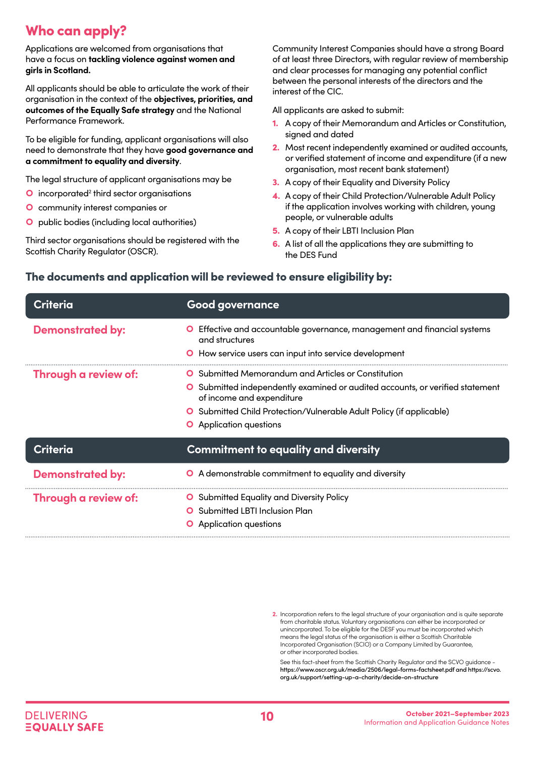## Who can apply?

Applications are welcomed from organisations that have a focus on **tackling violence against women and girls in Scotland.**

All applicants should be able to articulate the work of their organisation in the context of the **objectives, priorities, and outcomes of the Equally Safe strategy** and the National Performance Framework.

To be eligible for funding, applicant organisations will also need to demonstrate that they have **good governance and a commitment to equality and diversity**.

The legal structure of applicant organisations may be

- incorporated[2] third sector organisations
- community interest companies or
- public bodies (including local authorities)

Third sector organisations should be registered with the Scottish Charity Regulator (OSCR).

Community Interest Companies should have a strong Board of at least three Directors, with regular review of membership and clear processes for managing any potential conflict between the personal interests of the directors and the interest of the CIC.

All applicants are asked to submit:

1. A copy of their Memorandum and Articles or Constitution, signed and dated
2. Most recent independently examined or audited accounts, or verified statement of income and expenditure (if a new organisation, most recent bank statement)
3. A copy of their Equality and Diversity Policy
4. A copy of their Child Protection/Vulnerable Adult Policy if the application involves working with children, young people, or vulnerable adults
5. A copy of their LBTI Inclusion Plan
6. A list of all the applications they are submitting to the DES Fund

### The documents and application will be reviewed to ensure eligibility by:

| Criteria | Good governance |
|---|---|
| Demonstrated by: | • Effective and accountable governance, management and financial systems and structures<br>• How service users can input into service development |
| Through a review of: | • Submitted Memorandum and Articles or Constitution<br>• Submitted independently examined or audited accounts, or verified statement of income and expenditure<br>• Submitted Child Protection/Vulnerable Adult Policy (if applicable)<br>• Application questions |

| Criteria | Commitment to equality and diversity |
|---|---|
| Demonstrated by: | • A demonstrable commitment to equality and diversity |
| Through a review of: | • Submitted Equality and Diversity Policy<br>• Submitted LBTI Inclusion Plan<br>• Application questions |

2. Incorporation refers to the legal structure of your organisation and is quite separate from charitable status. Voluntary organisations can either be incorporated or unincorporated. To be eligible for the DESF you must be incorporated which means the legal status of the organisation is either a Scottish Charitable Incorporated Organisation (SCIO) or a Company Limited by Guarantee, or other incorporated bodies.

See this fact-sheet from the Scottish Charity Regulator and the SCVO guidance – **https://www.oscr.org.uk/media/2506/legal-forms-factsheet.pdf and https://scvo.org.uk/support/setting-up-a-charity/decide-on-structure**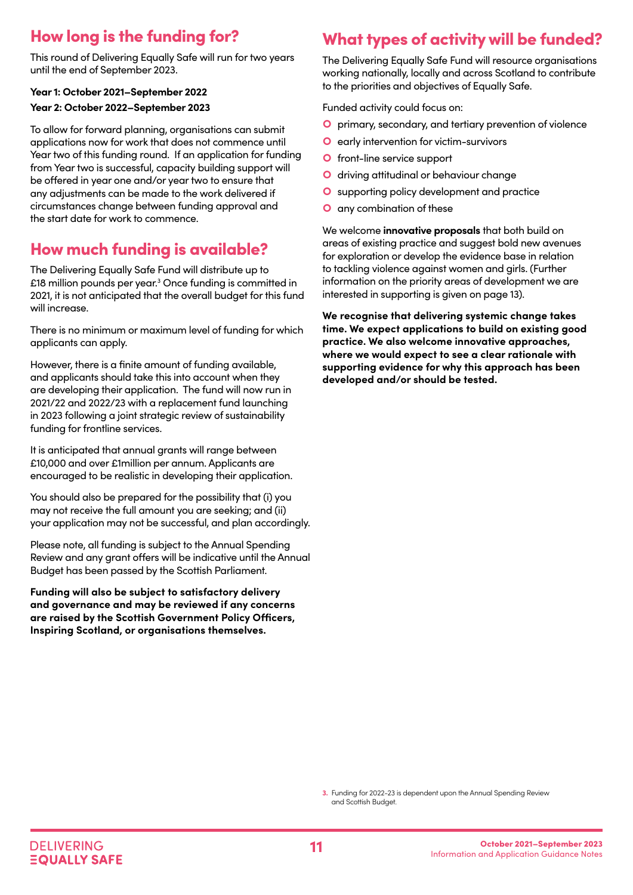## How long is the funding for?

This round of Delivering Equally Safe will run for two years until the end of September 2023.

**Year 1: October 2021–September 2022**

**Year 2: October 2022–September 2023**

To allow for forward planning, organisations can submit applications now for work that does not commence until Year two of this funding round. If an application for funding from Year two is successful, capacity building support will be offered in year one and/or year two to ensure that any adjustments can be made to the work delivered if circumstances change between funding approval and the start date for work to commence.

## How much funding is available?

The Delivering Equally Safe Fund will distribute up to £18 million pounds per year.[3] Once funding is committed in 2021, it is not anticipated that the overall budget for this fund will increase.

There is no minimum or maximum level of funding for which applicants can apply.

However, there is a finite amount of funding available, and applicants should take this into account when they are developing their application. The fund will now run in 2021/22 and 2022/23 with a replacement fund launching in 2023 following a joint strategic review of sustainability funding for frontline services.

It is anticipated that annual grants will range between £10,000 and over £1million per annum. Applicants are encouraged to be realistic in developing their application.

You should also be prepared for the possibility that (i) you may not receive the full amount you are seeking; and (ii) your application may not be successful, and plan accordingly.

Please note, all funding is subject to the Annual Spending Review and any grant offers will be indicative until the Annual Budget has been passed by the Scottish Parliament.

**Funding will also be subject to satisfactory delivery and governance and may be reviewed if any concerns are raised by the Scottish Government Policy Officers, Inspiring Scotland, or organisations themselves.**

## What types of activity will be funded?

The Delivering Equally Safe Fund will resource organisations working nationally, locally and across Scotland to contribute to the priorities and objectives of Equally Safe.

Funded activity could focus on:

- primary, secondary, and tertiary prevention of violence
- early intervention for victim-survivors
- front-line service support
- driving attitudinal or behaviour change
- supporting policy development and practice
- any combination of these

We welcome **innovative proposals** that both build on areas of existing practice and suggest bold new avenues for exploration or develop the evidence base in relation to tackling violence against women and girls. (Further information on the priority areas of development we are interested in supporting is given on page 13).

**We recognise that delivering systemic change takes time. We expect applications to build on existing good practice. We also welcome innovative approaches, where we would expect to see a clear rationale with supporting evidence for why this approach has been developed and/or should be tested.**

[3] Funding for 2022-23 is dependent upon the Annual Spending Review and Scottish Budget.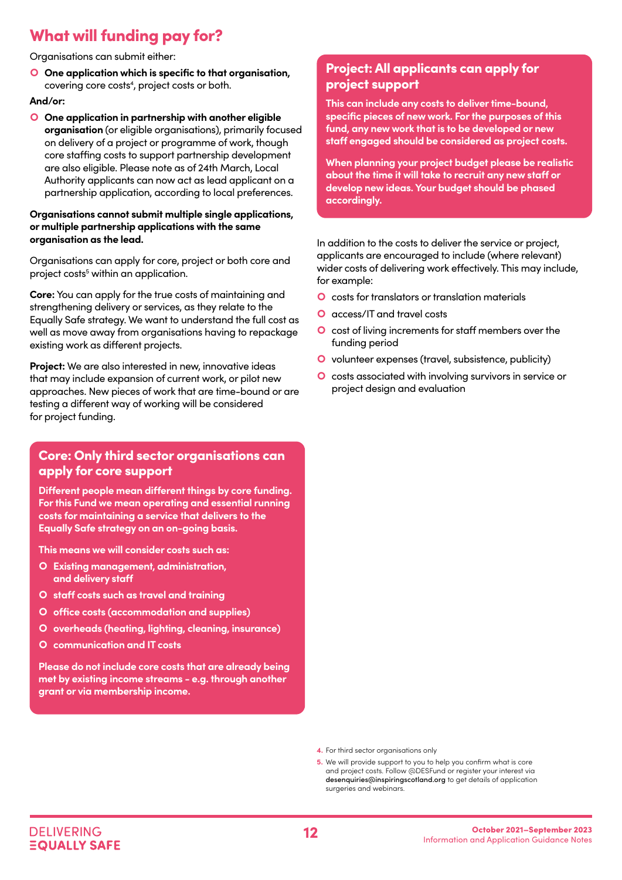## What will funding pay for?

Organisations can submit either:

- **One application which is specific to that organisation,** covering core costs[4], project costs or both.

**And/or:**

- **One application in partnership with another eligible organisation** (or eligible organisations), primarily focused on delivery of a project or programme of work, though core staffing costs to support partnership development are also eligible. Please note as of 24th March, Local Authority applicants can now act as lead applicant on a partnership application, according to local preferences.

**Organisations cannot submit multiple single applications, or multiple partnership applications with the same organisation as the lead.**

Organisations can apply for core, project or both core and project costs[5] within an application.

**Core:** You can apply for the true costs of maintaining and strengthening delivery or services, as they relate to the Equally Safe strategy. We want to understand the full cost as well as move away from organisations having to repackage existing work as different projects.

**Project:** We are also interested in new, innovative ideas that may include expansion of current work, or pilot new approaches. New pieces of work that are time-bound or are testing a different way of working will be considered for project funding.

### Core: Only third sector organisations can apply for core support

**Different people mean different things by core funding. For this Fund we mean operating and essential running costs for maintaining a service that delivers to the Equally Safe strategy on an on-going basis.**

**This means we will consider costs such as:**

- **Existing management, administration, and delivery staff**
- **staff costs such as travel and training**
- **office costs (accommodation and supplies)**
- **overheads (heating, lighting, cleaning, insurance)**
- **communication and IT costs**

**Please do not include core costs that are already being met by existing income streams - e.g. through another grant or via membership income.**

### Project: All applicants can apply for project support

**This can include any costs to deliver time-bound, specific pieces of new work. For the purposes of this fund, any new work that is to be developed or new staff engaged should be considered as project costs.**

**When planning your project budget please be realistic about the time it will take to recruit any new staff or develop new ideas. Your budget should be phased accordingly.**

In addition to the costs to deliver the service or project, applicants are encouraged to include (where relevant) wider costs of delivering work effectively. This may include, for example:

- costs for translators or translation materials
- access/IT and travel costs
- cost of living increments for staff members over the funding period
- volunteer expenses (travel, subsistence, publicity)
- costs associated with involving survivors in service or project design and evaluation

4. For third sector organisations only
5. We will provide support to you to help you confirm what is core and project costs. Follow @DESFund or register your interest via **desenquiries@inspiringscotland.org** to get details of application surgeries and webinars.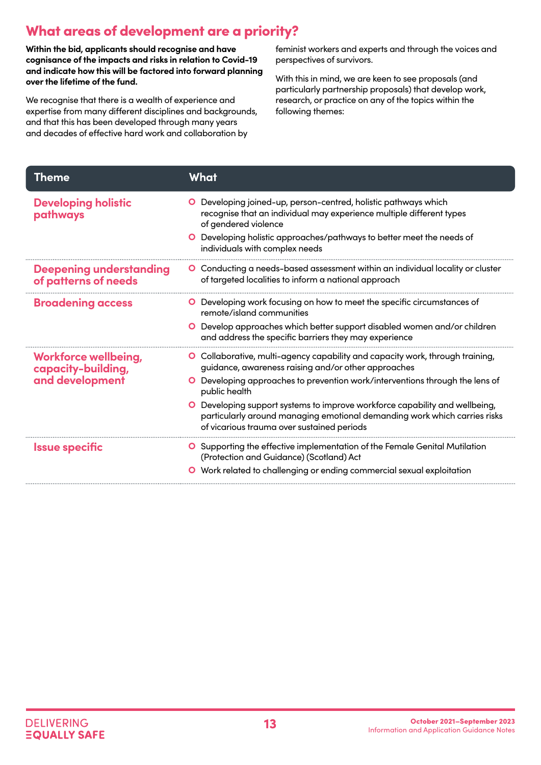## What areas of development are a priority?

**Within the bid, applicants should recognise and have cognisance of the impacts and risks in relation to Covid-19 and indicate how this will be factored into forward planning over the lifetime of the fund.**

We recognise that there is a wealth of experience and expertise from many different disciplines and backgrounds, and that this has been developed through many years and decades of effective hard work and collaboration by feminist workers and experts and through the voices and perspectives of survivors.

With this in mind, we are keen to see proposals (and particularly partnership proposals) that develop work, research, or practice on any of the topics within the following themes:

| Theme | What |
|---|---|
| **Developing holistic pathways** | • Developing joined-up, person-centred, holistic pathways which recognise that an individual may experience multiple different types of gendered violence<br>• Developing holistic approaches/pathways to better meet the needs of individuals with complex needs |
| **Deepening understanding of patterns of needs** | • Conducting a needs-based assessment within an individual locality or cluster of targeted localities to inform a national approach |
| **Broadening access** | • Developing work focusing on how to meet the specific circumstances of remote/island communities<br>• Develop approaches which better support disabled women and/or children and address the specific barriers they may experience |
| **Workforce wellbeing, capacity-building, and development** | • Collaborative, multi-agency capability and capacity work, through training, guidance, awareness raising and/or other approaches<br>• Developing approaches to prevention work/interventions through the lens of public health<br>• Developing support systems to improve workforce capability and wellbeing, particularly around managing emotional demanding work which carries risks of vicarious trauma over sustained periods |
| **Issue specific** | • Supporting the effective implementation of the Female Genital Mutilation (Protection and Guidance) (Scotland) Act<br>• Work related to challenging or ending commercial sexual exploitation |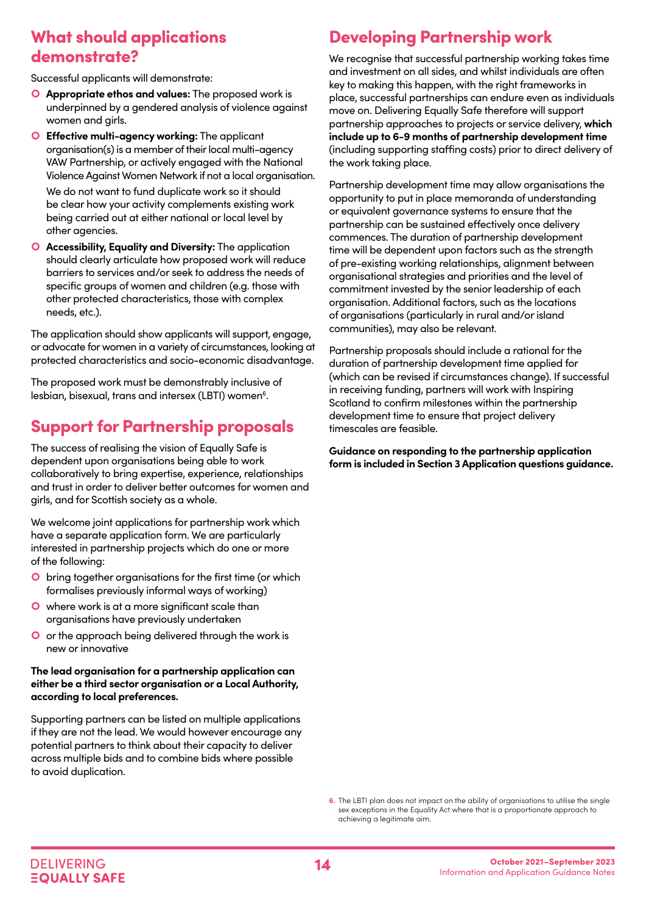## What should applications demonstrate?

Successful applicants will demonstrate:

- **Appropriate ethos and values:** The proposed work is underpinned by a gendered analysis of violence against women and girls.
- **Effective multi-agency working:** The applicant organisation(s) is a member of their local multi-agency VAW Partnership, or actively engaged with the National Violence Against Women Network if not a local organisation.

  We do not want to fund duplicate work so it should be clear how your activity complements existing work being carried out at either national or local level by other agencies.
- **Accessibility, Equality and Diversity:** The application should clearly articulate how proposed work will reduce barriers to services and/or seek to address the needs of specific groups of women and children (e.g. those with other protected characteristics, those with complex needs, etc.).

The application should show applicants will support, engage, or advocate for women in a variety of circumstances, looking at protected characteristics and socio-economic disadvantage.

The proposed work must be demonstrably inclusive of lesbian, bisexual, trans and intersex (LBTI) women[6].

## Support for Partnership proposals

The success of realising the vision of Equally Safe is dependent upon organisations being able to work collaboratively to bring expertise, experience, relationships and trust in order to deliver better outcomes for women and girls, and for Scottish society as a whole.

We welcome joint applications for partnership work which have a separate application form. We are particularly interested in partnership projects which do one or more of the following:

- bring together organisations for the first time (or which formalises previously informal ways of working)
- where work is at a more significant scale than organisations have previously undertaken
- or the approach being delivered through the work is new or innovative

**The lead organisation for a partnership application can either be a third sector organisation or a Local Authority, according to local preferences.**

Supporting partners can be listed on multiple applications if they are not the lead. We would however encourage any potential partners to think about their capacity to deliver across multiple bids and to combine bids where possible to avoid duplication.

## Developing Partnership work

We recognise that successful partnership working takes time and investment on all sides, and whilst individuals are often key to making this happen, with the right frameworks in place, successful partnerships can endure even as individuals move on. Delivering Equally Safe therefore will support partnership approaches to projects or service delivery, **which include up to 6-9 months of partnership development time** (including supporting staffing costs) prior to direct delivery of the work taking place.

Partnership development time may allow organisations the opportunity to put in place memoranda of understanding or equivalent governance systems to ensure that the partnership can be sustained effectively once delivery commences. The duration of partnership development time will be dependent upon factors such as the strength of pre-existing working relationships, alignment between organisational strategies and priorities and the level of commitment invested by the senior leadership of each organisation. Additional factors, such as the locations of organisations (particularly in rural and/or island communities), may also be relevant.

Partnership proposals should include a rational for the duration of partnership development time applied for (which can be revised if circumstances change). If successful in receiving funding, partners will work with Inspiring Scotland to confirm milestones within the partnership development time to ensure that project delivery timescales are feasible.

**Guidance on responding to the partnership application form is included in Section 3 Application questions guidance.**

6. The LBTI plan does not impact on the ability of organisations to utilise the single sex exceptions in the Equality Act where that is a proportionate approach to achieving a legitimate aim.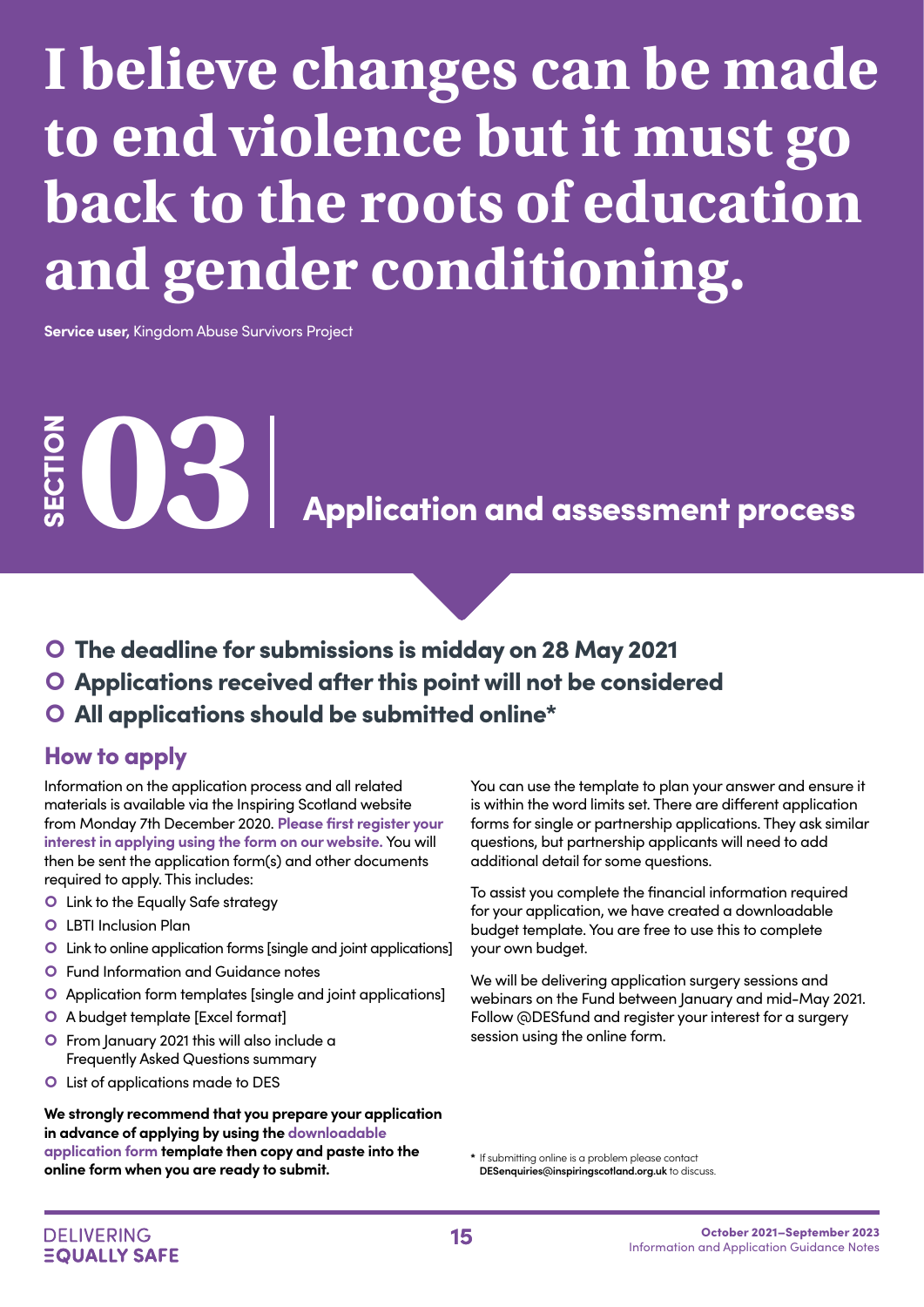# I believe changes can be made to end violence but it must go back to the roots of education and gender conditioning.

**Service user,** Kingdom Abuse Survivors Project

# SECTION 03 Application and assessment process

- **The deadline for submissions is midday on 28 May 2021**
- **Applications received after this point will not be considered**
- **All applications should be submitted online***

## How to apply

Information on the application process and all related materials is available via the Inspiring Scotland website from Monday 7th December 2020. **Please first register your interest in applying using the form on our website.** You will then be sent the application form(s) and other documents required to apply. This includes:

- Link to the Equally Safe strategy
- LBTI Inclusion Plan
- Link to online application forms [single and joint applications]
- Fund Information and Guidance notes
- Application form templates [single and joint applications]
- A budget template [Excel format]
- From January 2021 this will also include a Frequently Asked Questions summary
- List of applications made to DES

**We strongly recommend that you prepare your application in advance of applying by using the downloadable application form template then copy and paste into the online form when you are ready to submit.**

You can use the template to plan your answer and ensure it is within the word limits set. There are different application forms for single or partnership applications. They ask similar questions, but partnership applicants will need to add additional detail for some questions.

To assist you complete the financial information required for your application, we have created a downloadable budget template. You are free to use this to complete your own budget.

We will be delivering application surgery sessions and webinars on the Fund between January and mid-May 2021. Follow @DESfund and register your interest for a surgery session using the online form.

\* If submitting online is a problem please contact **DESenquiries@inspiringscotland.org.uk** to discuss.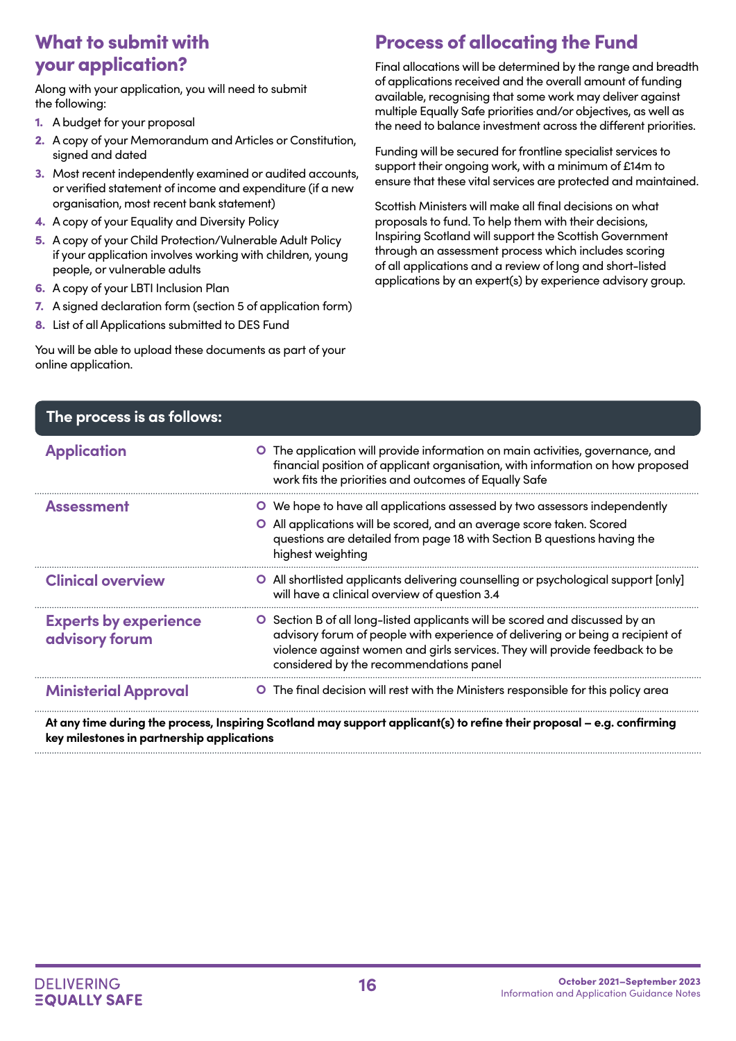## What to submit with your application?

Along with your application, you will need to submit the following:

1. A budget for your proposal
2. A copy of your Memorandum and Articles or Constitution, signed and dated
3. Most recent independently examined or audited accounts, or verified statement of income and expenditure (if a new organisation, most recent bank statement)
4. A copy of your Equality and Diversity Policy
5. A copy of your Child Protection/Vulnerable Adult Policy if your application involves working with children, young people, or vulnerable adults
6. A copy of your LBTI Inclusion Plan
7. A signed declaration form (section 5 of application form)
8. List of all Applications submitted to DES Fund

You will be able to upload these documents as part of your online application.

## Process of allocating the Fund

Final allocations will be determined by the range and breadth of applications received and the overall amount of funding available, recognising that some work may deliver against multiple Equally Safe priorities and/or objectives, as well as the need to balance investment across the different priorities.

Funding will be secured for frontline specialist services to support their ongoing work, with a minimum of £14m to ensure that these vital services are protected and maintained.

Scottish Ministers will make all final decisions on what proposals to fund. To help them with their decisions, Inspiring Scotland will support the Scottish Government through an assessment process which includes scoring of all applications and a review of long and short-listed applications by an expert(s) by experience advisory group.

| The process is as follows: | |
|---|---|
| **Application** | The application will provide information on main activities, governance, and financial position of applicant organisation, with information on how proposed work fits the priorities and outcomes of Equally Safe |
| **Assessment** | We hope to have all applications assessed by two assessors independently<br>All applications will be scored, and an average score taken. Scored questions are detailed from page 18 with Section B questions having the highest weighting |
| **Clinical overview** | All shortlisted applicants delivering counselling or psychological support [only] will have a clinical overview of question 3.4 |
| **Experts by experience advisory forum** | Section B of all long-listed applicants will be scored and discussed by an advisory forum of people with experience of delivering or being a recipient of violence against women and girls services. They will provide feedback to be considered by the recommendations panel |
| **Ministerial Approval** | The final decision will rest with the Ministers responsible for this policy area |

**At any time during the process, Inspiring Scotland may support applicant(s) to refine their proposal – e.g. confirming key milestones in partnership applications**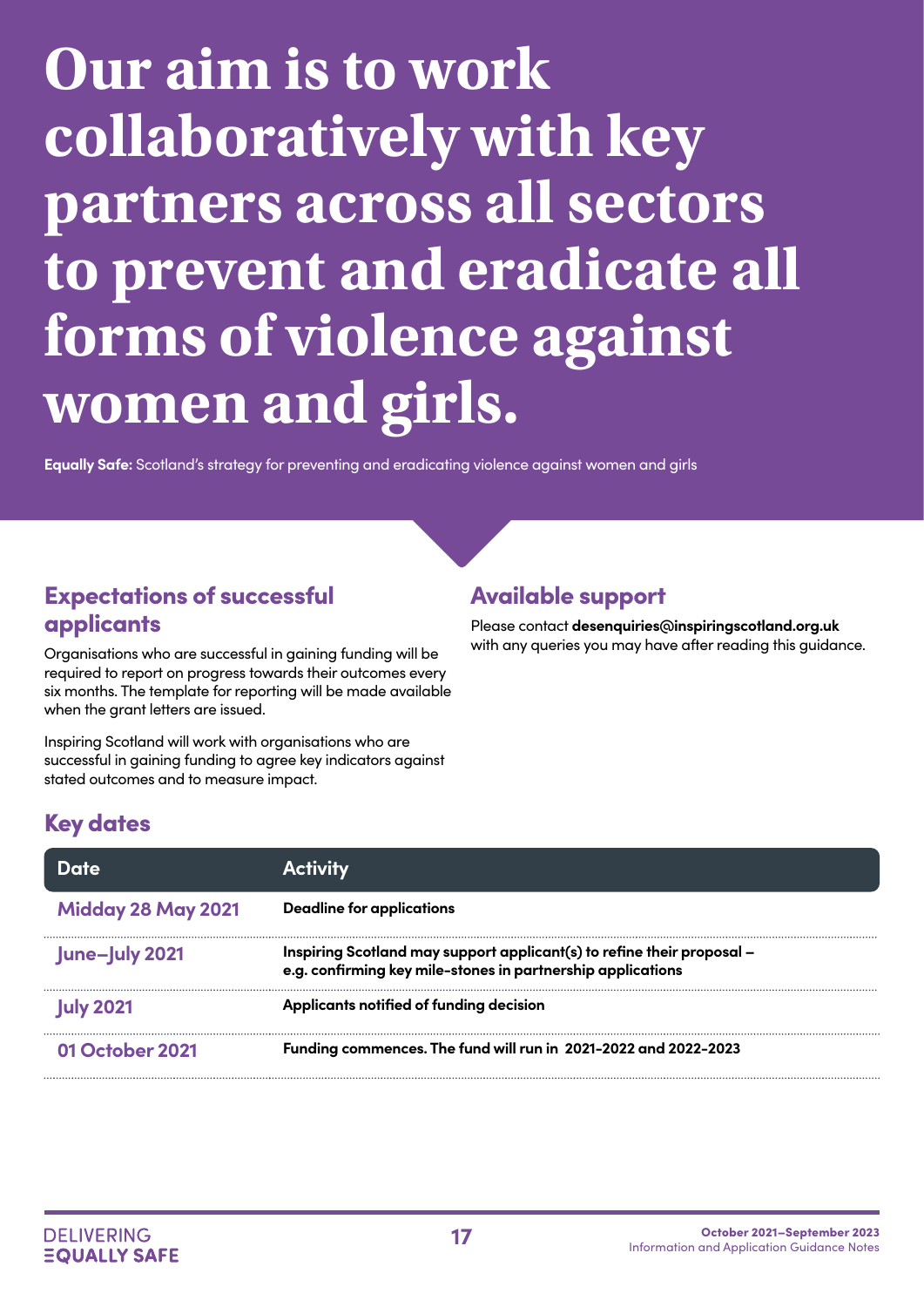# Our aim is to work collaboratively with key partners across all sectors to prevent and eradicate all forms of violence against women and girls.

**Equally Safe:** Scotland's strategy for preventing and eradicating violence against women and girls

## Expectations of successful applicants

Organisations who are successful in gaining funding will be required to report on progress towards their outcomes every six months. The template for reporting will be made available when the grant letters are issued.

Inspiring Scotland will work with organisations who are successful in gaining funding to agree key indicators against stated outcomes and to measure impact.

## Available support

Please contact **desenquiries@inspiringscotland.org.uk** with any queries you may have after reading this guidance.

## Key dates

| Date | Activity |
| --- | --- |
| Midday 28 May 2021 | **Deadline for applications** |
| June–July 2021 | **Inspiring Scotland may support applicant(s) to refine their proposal – e.g. confirming key mile-stones in partnership applications** |
| July 2021 | **Applicants notified of funding decision** |
| 01 October 2021 | **Funding commences. The fund will run in 2021-2022 and 2022-2023** |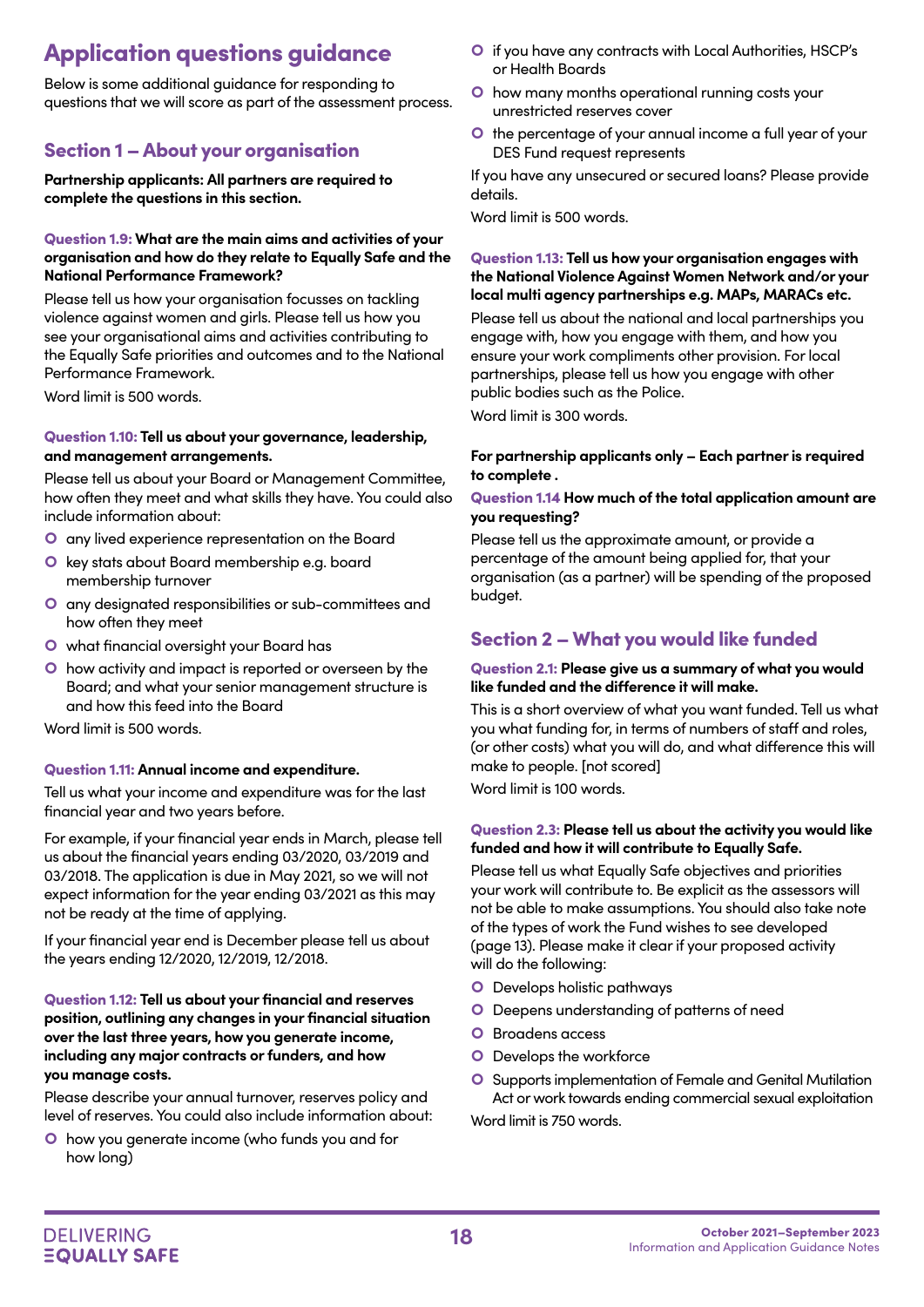# Application questions guidance

Below is some additional guidance for responding to questions that we will score as part of the assessment process.

## Section 1 – About your organisation

**Partnership applicants: All partners are required to complete the questions in this section.**

**Question 1.9: What are the main aims and activities of your organisation and how do they relate to Equally Safe and the National Performance Framework?**

Please tell us how your organisation focusses on tackling violence against women and girls. Please tell us how you see your organisational aims and activities contributing to the Equally Safe priorities and outcomes and to the National Performance Framework.

Word limit is 500 words.

**Question 1.10: Tell us about your governance, leadership, and management arrangements.**

Please tell us about your Board or Management Committee, how often they meet and what skills they have. You could also include information about:

- any lived experience representation on the Board
- key stats about Board membership e.g. board membership turnover
- any designated responsibilities or sub-committees and how often they meet
- what financial oversight your Board has
- how activity and impact is reported or overseen by the Board; and what your senior management structure is and how this feed into the Board

Word limit is 500 words.

**Question 1.11: Annual income and expenditure.**

Tell us what your income and expenditure was for the last financial year and two years before.

For example, if your financial year ends in March, please tell us about the financial years ending 03/2020, 03/2019 and 03/2018. The application is due in May 2021, so we will not expect information for the year ending 03/2021 as this may not be ready at the time of applying.

If your financial year end is December please tell us about the years ending 12/2020, 12/2019, 12/2018.

**Question 1.12: Tell us about your financial and reserves position, outlining any changes in your financial situation over the last three years, how you generate income, including any major contracts or funders, and how you manage costs.**

Please describe your annual turnover, reserves policy and level of reserves. You could also include information about:

- how you generate income (who funds you and for how long)
- if you have any contracts with Local Authorities, HSCP's or Health Boards
- how many months operational running costs your unrestricted reserves cover
- the percentage of your annual income a full year of your DES Fund request represents

If you have any unsecured or secured loans? Please provide details.

Word limit is 500 words.

**Question 1.13: Tell us how your organisation engages with the National Violence Against Women Network and/or your local multi agency partnerships e.g. MAPs, MARACs etc.**

Please tell us about the national and local partnerships you engage with, how you engage with them, and how you ensure your work compliments other provision. For local partnerships, please tell us how you engage with other public bodies such as the Police.

Word limit is 300 words.

**For partnership applicants only – Each partner is required to complete .**

**Question 1.14 How much of the total application amount are you requesting?**

Please tell us the approximate amount, or provide a percentage of the amount being applied for, that your organisation (as a partner) will be spending of the proposed budget.

## Section 2 – What you would like funded

**Question 2.1: Please give us a summary of what you would like funded and the difference it will make.**

This is a short overview of what you want funded. Tell us what you what funding for, in terms of numbers of staff and roles, (or other costs) what you will do, and what difference this will make to people. [not scored]

Word limit is 100 words.

**Question 2.3: Please tell us about the activity you would like funded and how it will contribute to Equally Safe.**

Please tell us what Equally Safe objectives and priorities your work will contribute to. Be explicit as the assessors will not be able to make assumptions. You should also take note of the types of work the Fund wishes to see developed (page 13). Please make it clear if your proposed activity will do the following:

- Develops holistic pathways
- Deepens understanding of patterns of need
- Broadens access
- Develops the workforce
- Supports implementation of Female and Genital Mutilation Act or work towards ending commercial sexual exploitation

Word limit is 750 words.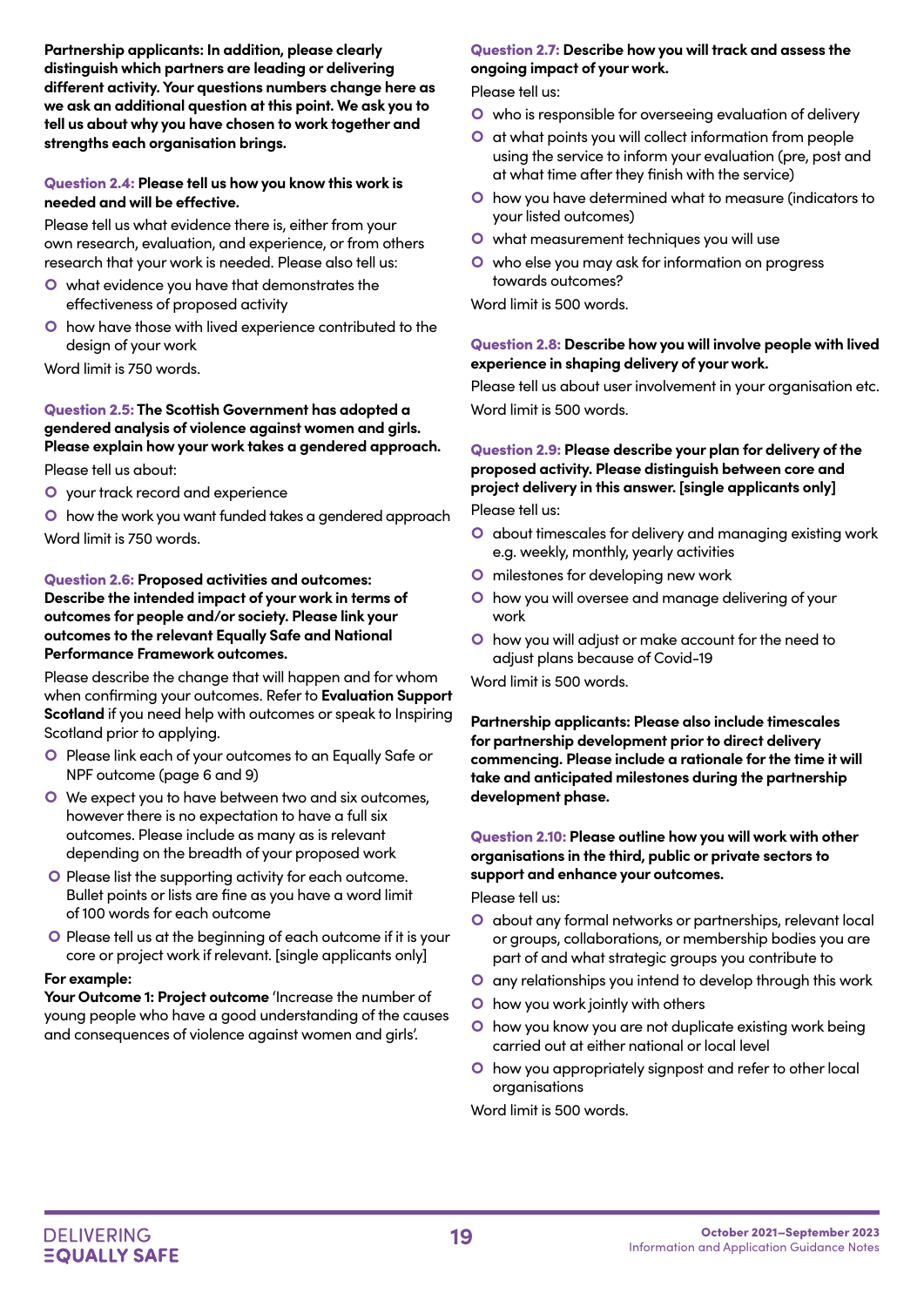**Partnership applicants: In addition, please clearly distinguish which partners are leading or delivering different activity. Your questions numbers change here as we ask an additional question at this point. We ask you to tell us about why you have chosen to work together and strengths each organisation brings.**

**Question 2.4: Please tell us how you know this work is needed and will be effective.**

Please tell us what evidence there is, either from your own research, evaluation, and experience, or from others research that your work is needed. Please also tell us:

- what evidence you have that demonstrates the effectiveness of proposed activity
- how have those with lived experience contributed to the design of your work

Word limit is 750 words.

**Question 2.5: The Scottish Government has adopted a gendered analysis of violence against women and girls. Please explain how your work takes a gendered approach.**

Please tell us about:

- your track record and experience
- how the work you want funded takes a gendered approach

Word limit is 750 words.

**Question 2.6: Proposed activities and outcomes: Describe the intended impact of your work in terms of outcomes for people and/or society. Please link your outcomes to the relevant Equally Safe and National Performance Framework outcomes.**

Please describe the change that will happen and for whom when confirming your outcomes. Refer to **Evaluation Support Scotland** if you need help with outcomes or speak to Inspiring Scotland prior to applying.

- Please link each of your outcomes to an Equally Safe or NPF outcome (page 6 and 9)
- We expect you to have between two and six outcomes, however there is no expectation to have a full six outcomes. Please include as many as is relevant depending on the breadth of your proposed work
- Please list the supporting activity for each outcome. Bullet points or lists are fine as you have a word limit of 100 words for each outcome
- Please tell us at the beginning of each outcome if it is your core or project work if relevant. [single applicants only]

**For example:**
**Your Outcome 1: Project outcome** 'Increase the number of young people who have a good understanding of the causes and consequences of violence against women and girls'.

**Question 2.7: Describe how you will track and assess the ongoing impact of your work.**

Please tell us:

- who is responsible for overseeing evaluation of delivery
- at what points you will collect information from people using the service to inform your evaluation (pre, post and at what time after they finish with the service)
- how you have determined what to measure (indicators to your listed outcomes)
- what measurement techniques you will use
- who else you may ask for information on progress towards outcomes?

Word limit is 500 words.

**Question 2.8: Describe how you will involve people with lived experience in shaping delivery of your work.**

Please tell us about user involvement in your organisation etc.
Word limit is 500 words.

**Question 2.9: Please describe your plan for delivery of the proposed activity. Please distinguish between core and project delivery in this answer. [single applicants only]**

Please tell us:

- about timescales for delivery and managing existing work e.g. weekly, monthly, yearly activities
- milestones for developing new work
- how you will oversee and manage delivering of your work
- how you will adjust or make account for the need to adjust plans because of Covid-19

Word limit is 500 words.

**Partnership applicants: Please also include timescales for partnership development prior to direct delivery commencing. Please include a rationale for the time it will take and anticipated milestones during the partnership development phase.**

**Question 2.10: Please outline how you will work with other organisations in the third, public or private sectors to support and enhance your outcomes.**

Please tell us:

- about any formal networks or partnerships, relevant local or groups, collaborations, or membership bodies you are part of and what strategic groups you contribute to
- any relationships you intend to develop through this work
- how you work jointly with others
- how you know you are not duplicate existing work being carried out at either national or local level
- how you appropriately signpost and refer to other local organisations

Word limit is 500 words.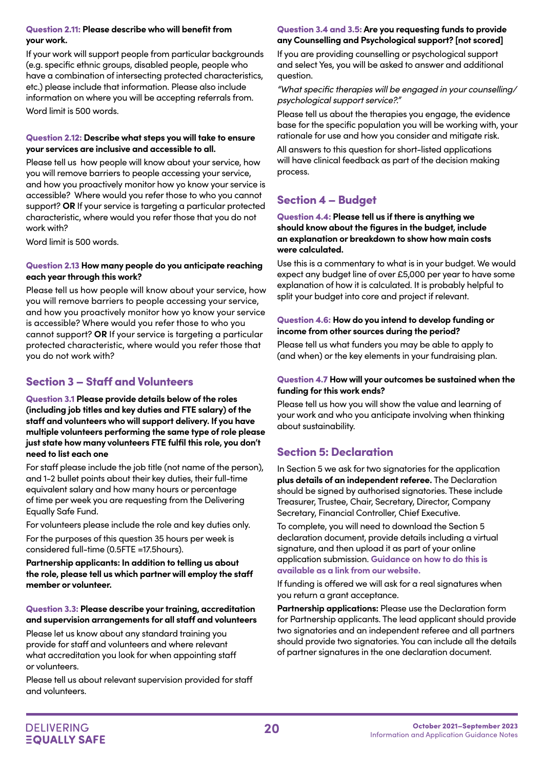**Question 2.11: Please describe who will benefit from your work.**

If your work will support people from particular backgrounds (e.g. specific ethnic groups, disabled people, people who have a combination of intersecting protected characteristics, etc.) please include that information. Please also include information on where you will be accepting referrals from.

Word limit is 500 words.

**Question 2.12: Describe what steps you will take to ensure your services are inclusive and accessible to all.**

Please tell us how people will know about your service, how you will remove barriers to people accessing your service, and how you proactively monitor how yo know your service is accessible? Where would you refer those to who you cannot support? **OR** If your service is targeting a particular protected characteristic, where would you refer those that you do not work with?

Word limit is 500 words.

**Question 2.13 How many people do you anticipate reaching each year through this work?**

Please tell us how people will know about your service, how you will remove barriers to people accessing your service, and how you proactively monitor how yo know your service is accessible? Where would you refer those to who you cannot support? **OR** If your service is targeting a particular protected characteristic, where would you refer those that you do not work with?

## Section 3 – Staff and Volunteers

**Question 3.1 Please provide details below of the roles (including job titles and key duties and FTE salary) of the staff and volunteers who will support delivery. If you have multiple volunteers performing the same type of role please just state how many volunteers FTE fulfil this role, you don't need to list each one**

For staff please include the job title (not name of the person), and 1-2 bullet points about their key duties, their full-time equivalent salary and how many hours or percentage of time per week you are requesting from the Delivering Equally Safe Fund.

For volunteers please include the role and key duties only.

For the purposes of this question 35 hours per week is considered full-time (0.5FTE =17.5hours).

**Partnership applicants: In addition to telling us about the role, please tell us which partner will employ the staff member or volunteer.**

**Question 3.3: Please describe your training, accreditation and supervision arrangements for all staff and volunteers**

Please let us know about any standard training you provide for staff and volunteers and where relevant what accreditation you look for when appointing staff or volunteers.

Please tell us about relevant supervision provided for staff and volunteers.

**Question 3.4 and 3.5: Are you requesting funds to provide any Counselling and Psychological support? [not scored]**

If you are providing counselling or psychological support and select Yes, you will be asked to answer and additional question.

*"What specific therapies will be engaged in your counselling/ psychological support service?."*

Please tell us about the therapies you engage, the evidence base for the specific population you will be working with, your rationale for use and how you consider and mitigate risk.

All answers to this question for short-listed applications will have clinical feedback as part of the decision making process.

## Section 4 – Budget

**Question 4.4: Please tell us if there is anything we should know about the figures in the budget, include an explanation or breakdown to show how main costs were calculated.**

Use this is a commentary to what is in your budget. We would expect any budget line of over £5,000 per year to have some explanation of how it is calculated. It is probably helpful to split your budget into core and project if relevant.

**Question 4.6: How do you intend to develop funding or income from other sources during the period?**

Please tell us what funders you may be able to apply to (and when) or the key elements in your fundraising plan.

**Question 4.7 How will your outcomes be sustained when the funding for this work ends?**

Please tell us how you will show the value and learning of your work and who you anticipate involving when thinking about sustainability.

## Section 5: Declaration

In Section 5 we ask for two signatories for the application **plus details of an independent referee.** The Declaration should be signed by authorised signatories. These include Treasurer, Trustee, Chair, Secretary, Director, Company Secretary, Financial Controller, Chief Executive.

To complete, you will need to download the Section 5 declaration document, provide details including a virtual signature, and then upload it as part of your online application submission. **Guidance on how to do this is available as a link from our website.**

If funding is offered we will ask for a real signatures when you return a grant acceptance.

**Partnership applications:** Please use the Declaration form for Partnership applicants. The lead applicant should provide two signatories and an independent referee and all partners should provide two signatories. You can include all the details of partner signatures in the one declaration document.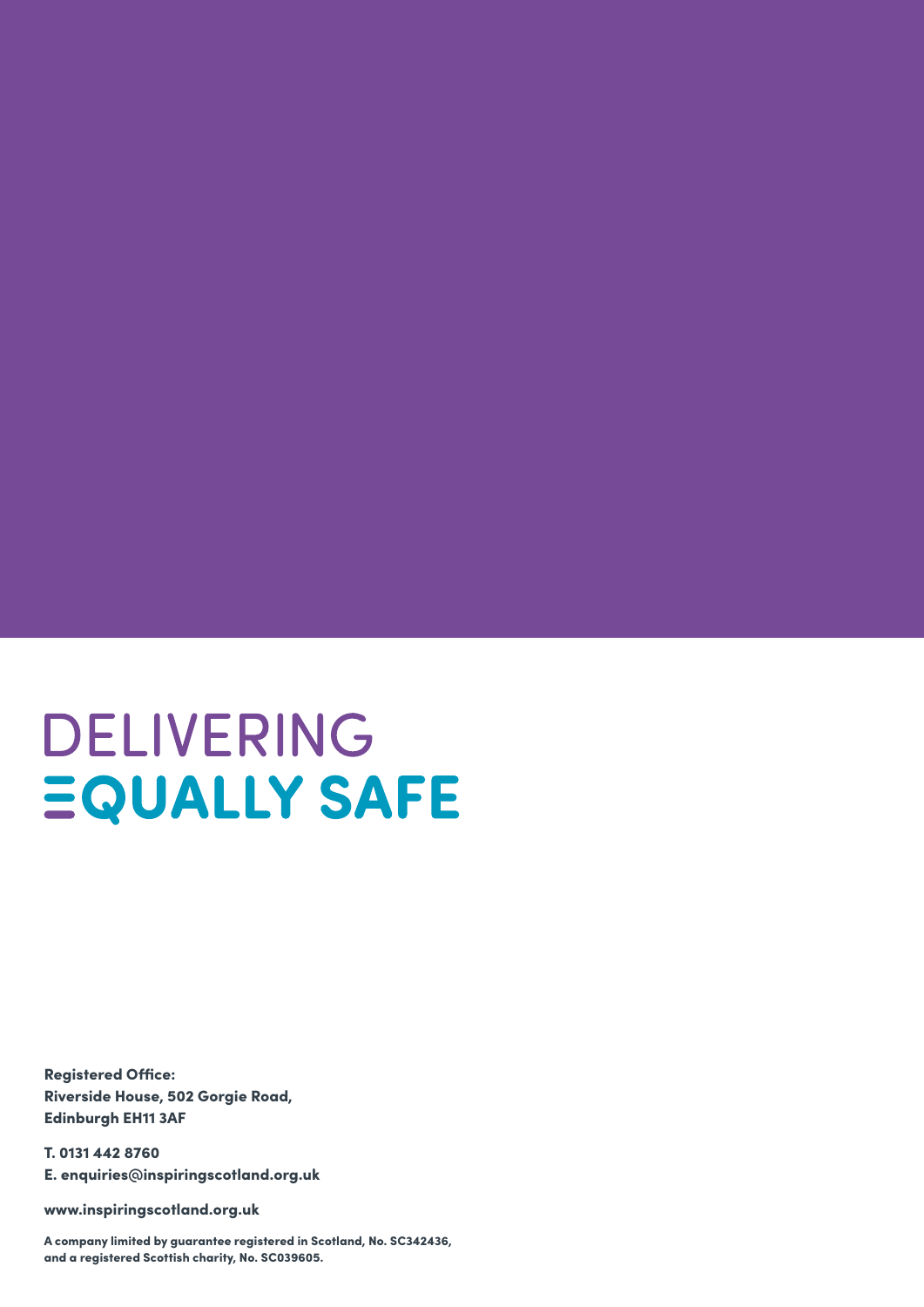# DELIVERING EQUALLY SAFE

**Registered Office:**
**Riverside House, 502 Gorgie Road,**
**Edinburgh EH11 3AF**

**T. 0131 442 8760**
**E. enquiries@inspiringscotland.org.uk**

**www.inspiringscotland.org.uk**

**A company limited by guarantee registered in Scotland, No. SC342436, and a registered Scottish charity, No. SC039605.**